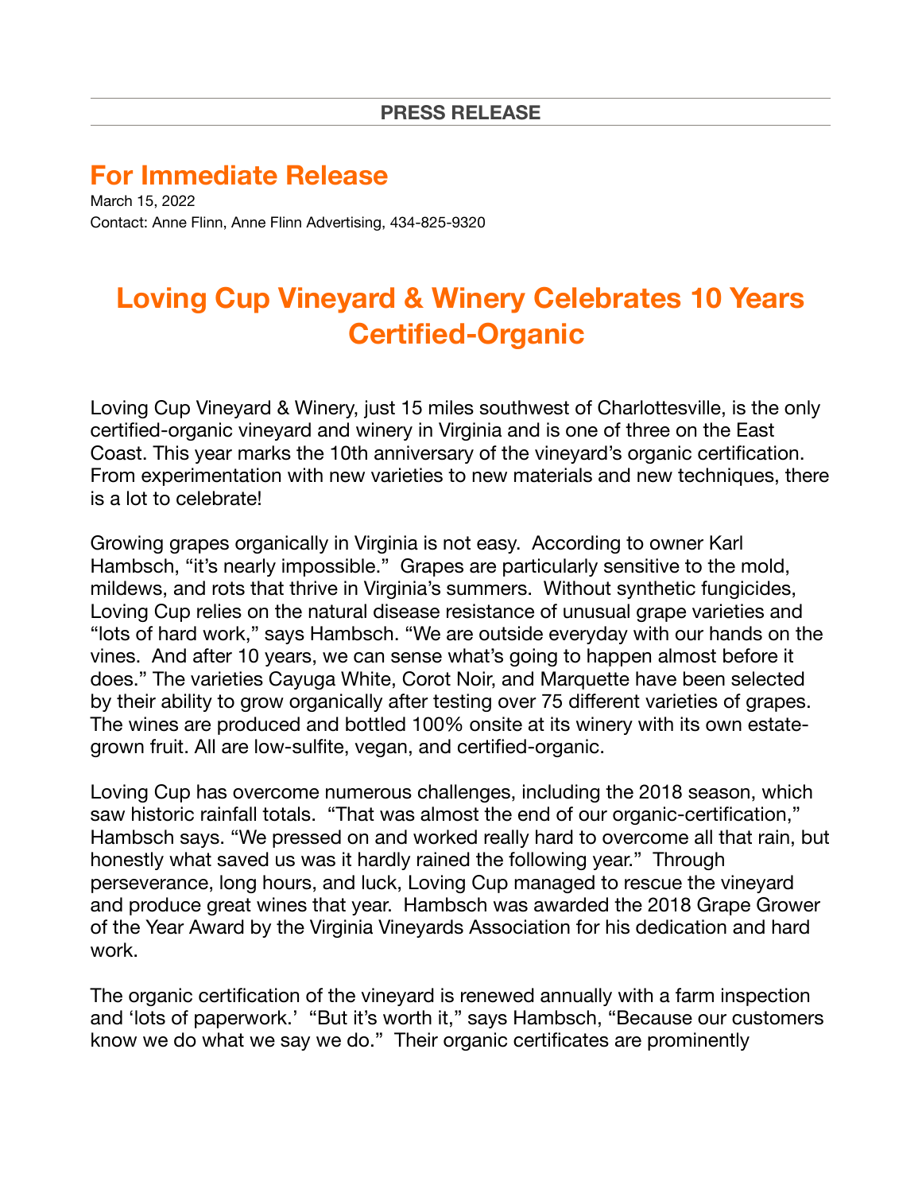**PRESS RELEASE**

## For Immediate Release

March 15, 2022
Contact: Anne Flinn, Anne Flinn Advertising, 434-825-9320

# Loving Cup Vineyard & Winery Celebrates 10 Years Certified-Organic

Loving Cup Vineyard & Winery, just 15 miles southwest of Charlottesville, is the only certified-organic vineyard and winery in Virginia and is one of three on the East Coast. This year marks the 10th anniversary of the vineyard's organic certification. From experimentation with new varieties to new materials and new techniques, there is a lot to celebrate!

Growing grapes organically in Virginia is not easy. According to owner Karl Hambsch, "it's nearly impossible." Grapes are particularly sensitive to the mold, mildews, and rots that thrive in Virginia's summers. Without synthetic fungicides, Loving Cup relies on the natural disease resistance of unusual grape varieties and "lots of hard work," says Hambsch. "We are outside everyday with our hands on the vines. And after 10 years, we can sense what's going to happen almost before it does." The varieties Cayuga White, Corot Noir, and Marquette have been selected by their ability to grow organically after testing over 75 different varieties of grapes. The wines are produced and bottled 100% onsite at its winery with its own estate-grown fruit. All are low-sulfite, vegan, and certified-organic.

Loving Cup has overcome numerous challenges, including the 2018 season, which saw historic rainfall totals. "That was almost the end of our organic-certification," Hambsch says. "We pressed on and worked really hard to overcome all that rain, but honestly what saved us was it hardly rained the following year." Through perseverance, long hours, and luck, Loving Cup managed to rescue the vineyard and produce great wines that year. Hambsch was awarded the 2018 Grape Grower of the Year Award by the Virginia Vineyards Association for his dedication and hard work.

The organic certification of the vineyard is renewed annually with a farm inspection and 'lots of paperwork.' "But it's worth it," says Hambsch, "Because our customers know we do what we say we do." Their organic certificates are prominently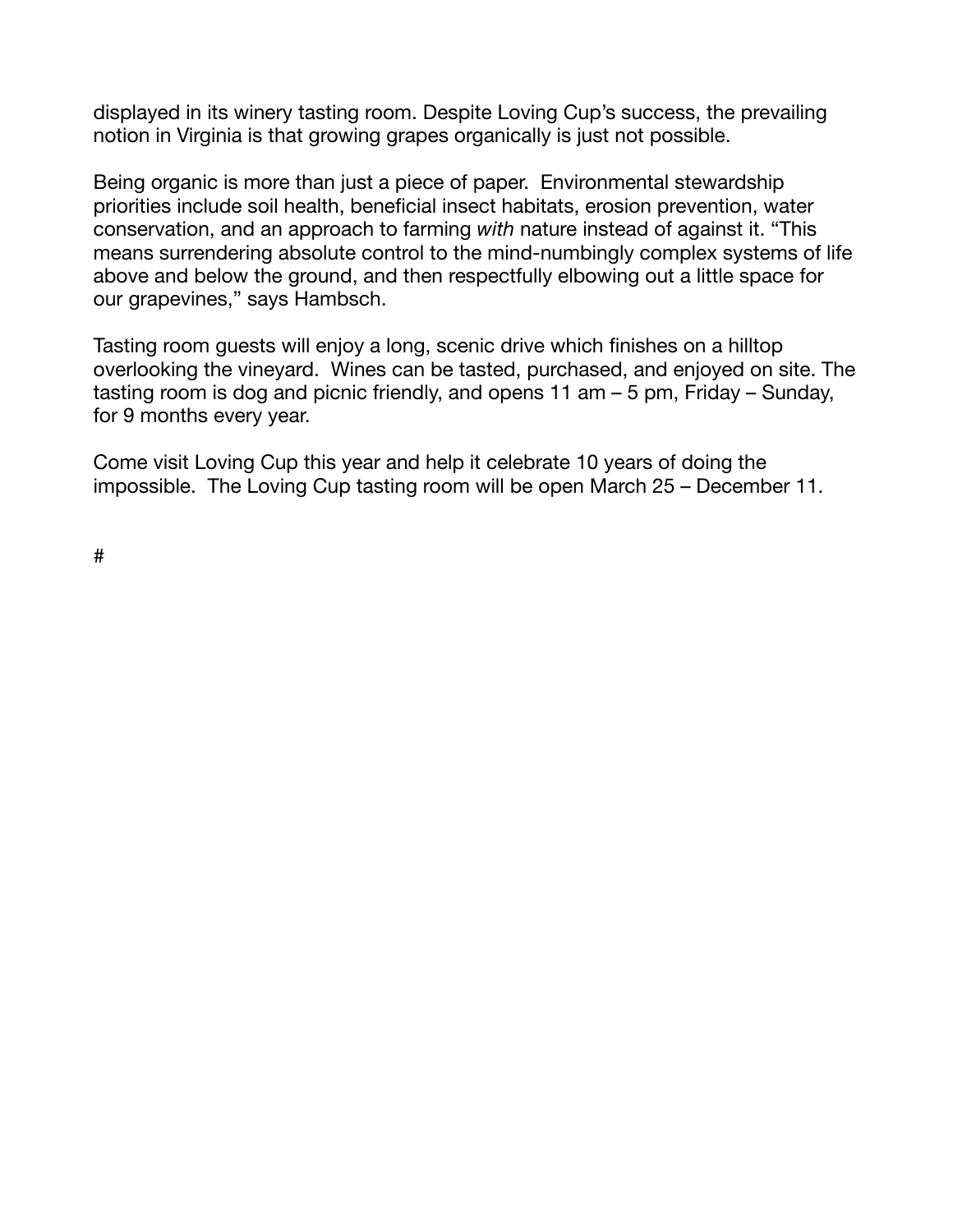displayed in its winery tasting room. Despite Loving Cup's success, the prevailing notion in Virginia is that growing grapes organically is just not possible.

Being organic is more than just a piece of paper. Environmental stewardship priorities include soil health, beneficial insect habitats, erosion prevention, water conservation, and an approach to farming *with* nature instead of against it. "This means surrendering absolute control to the mind-numbingly complex systems of life above and below the ground, and then respectfully elbowing out a little space for our grapevines," says Hambsch.

Tasting room guests will enjoy a long, scenic drive which finishes on a hilltop overlooking the vineyard. Wines can be tasted, purchased, and enjoyed on site. The tasting room is dog and picnic friendly, and opens 11 am – 5 pm, Friday – Sunday, for 9 months every year.

Come visit Loving Cup this year and help it celebrate 10 years of doing the impossible. The Loving Cup tasting room will be open March 25 – December 11.

#